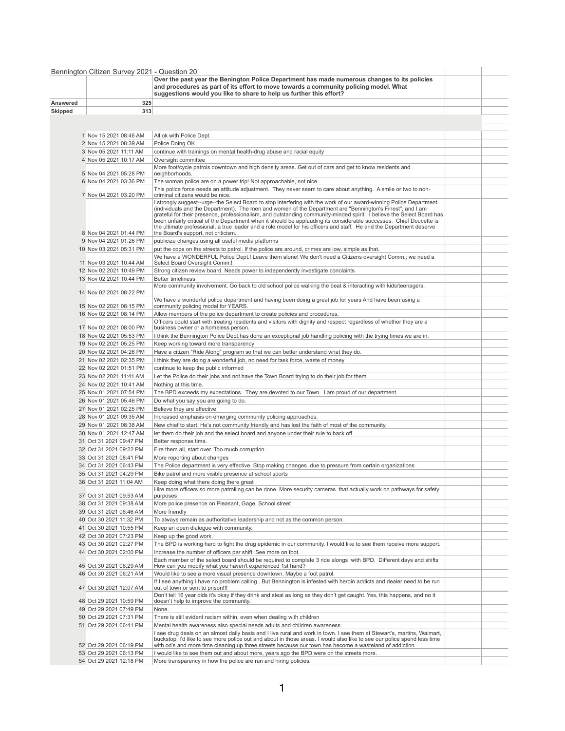Bennington Citizen Survey 2021 - Question 20

**Over the past year the Bennington Police Department has made numerous changes to its policies and procedures as part of its effort to move towards a community policing model. What suggestions would you like to share to help us further this effort?**

| | | |
|---|---|---|
| **Answered** | 325 | |
| **Skipped** | 313 | |

| # | Date | Response |
|---|---|---|
| 1 | Nov 15 2021 08:46 AM | All ok with Police Dept. |
| 2 | Nov 15 2021 08:39 AM | Police Doing OK |
| 3 | Nov 05 2021 11:11 AM | continue with trainings on mental health-drug abuse and racial equity |
| 4 | Nov 05 2021 10:17 AM | Oversight committee |
| 5 | Nov 04 2021 05:28 PM | More foot/cycle patrols downtown and high density areas. Get out of cars and get to know residents and neighborhoods. |
| 6 | Nov 04 2021 03:36 PM | The woman police are on a power trip! Not approachable, not nice. |
| 7 | Nov 04 2021 03:20 PM | This police force needs an attitude adjustment. They never seem to care about anything. A smile or two to non-criminal citizens would be nice. |
| 8 | Nov 04 2021 01:44 PM | I strongly suggest--urge--the Select Board to stop interfering with the work of our award-winning Police Department (individuals and the Department). The men and women of the Department are "Bennington's Finest", and I am grateful for their presence, professionalism, and outstanding community-minded spirit. I believe the Select Board has been unfairly critical of the Department when it should be applauding its considerable successes. Chief Doucette is the ultimate professional; a true leader and a role model for his officers and staff. He and the Department deserve the Board's support, not criticism. |
| 9 | Nov 04 2021 01:26 PM | publicize changes using all useful media platforms |
| 10 | Nov 03 2021 05:31 PM | put the cops on the streets to patrol. If the police are around, crimes are low, simple as that. |
| 11 | Nov 03 2021 10:44 AM | We have a WONDERFUL Police Dept.! Leave them alone! We don't need a Citizens oversight Comm.; we need a Select Board Oversight Comm.! |
| 12 | Nov 02 2021 10:49 PM | Strong citizen review board. Needs power to independently investigate conolaints |
| 13 | Nov 02 2021 10:44 PM | Better timeliness |
| 14 | Nov 02 2021 08:22 PM | More community involvement. Go back to old school police walking the beat & interacting with kids/teenagers. |
| 15 | Nov 02 2021 08:15 PM | We have a wonderful police department and having been doing a great job for years And have been using a community policing model for YEARS. |
| 16 | Nov 02 2021 08:14 PM | Allow members of the police department to create policies and procedures. |
| 17 | Nov 02 2021 08:00 PM | Officers could start with treating residents and visitors with dignity and respect regardless of whether they are a business owner or a homeless person. |
| 18 | Nov 02 2021 05:53 PM | I think the Bennington Police Dept,has done an exceptional job handling policing with the trying times we are in. |
| 19 | Nov 02 2021 05:25 PM | Keep working toward more transparency |
| 20 | Nov 02 2021 04:26 PM | Have a citizen "Ride Along" program so that we can better understand what they do. |
| 21 | Nov 02 2021 02:35 PM | I think they are doing a wonderful job, no need for task force, waste of money |
| 22 | Nov 02 2021 01:51 PM | continue to keep the public informed |
| 23 | Nov 02 2021 11:41 AM | Let the Police do their jobs and not have the Town Board trying to do their job for them |
| 24 | Nov 02 2021 10:41 AM | Nothing at this time. |
| 25 | Nov 01 2021 07:54 PM | The BPD exceeds my expectations. They are devoted to our Town. I am proud of our department |
| 26 | Nov 01 2021 05:46 PM | Do what you say you are going to do. |
| 27 | Nov 01 2021 02:25 PM | Believe they are effective |
| 28 | Nov 01 2021 09:35 AM | Increased emphasis on emerging community policing approaches. |
| 29 | Nov 01 2021 08:38 AM | New chief to start. He's not community friendly and has lost the faith of most of the community. |
| 30 | Nov 01 2021 12:47 AM | let them do their job and the select board and anyone under their rule to back off |
| 31 | Oct 31 2021 09:47 PM | Better response time. |
| 32 | Oct 31 2021 09:22 PM | Fire them all, start over. Too much corruption. |
| 33 | Oct 31 2021 08:41 PM | More reporting about changes |
| 34 | Oct 31 2021 06:43 PM | The Police department is very effective. Stop making changes due to pressure from certain organizations |
| 35 | Oct 31 2021 04:29 PM | Bike patrol and more visible presence at school sports |
| 36 | Oct 31 2021 11:04 AM | Keep doing what there doing there great |
| 37 | Oct 31 2021 09:53 AM | Hire more officers so more patrolling can be done. More security cameras that actually work on pathways for safety purposes |
| 38 | Oct 31 2021 09:38 AM | More police presence on Pleasant, Gage, School street |
| 39 | Oct 31 2021 06:46 AM | More friendly |
| 40 | Oct 30 2021 11:32 PM | To always remain as authoritative leadership and not as the common person. |
| 41 | Oct 30 2021 10:55 PM | Keep an open dialogue with community. |
| 42 | Oct 30 2021 07:23 PM | Keep up the good work. |
| 43 | Oct 30 2021 02:27 PM | The BPD is working hard to fight the drug epidemic in our community. I would like to see them receive more support. |
| 44 | Oct 30 2021 02:00 PM | Increase the number of officers per shift. See more on foot. |
| 45 | Oct 30 2021 06:29 AM | Each member of the select board should be required to complete 3 ride alongs with BPD. Different days and shifts How can you modify what you haven't experienced 1st hand? |
| 46 | Oct 30 2021 06:21 AM | Would like to see a more visual presence downtown. Maybe a foot patrol. |
| 47 | Oct 30 2021 12:07 AM | If I see anything I have no problem calling . But Bennington is infested with heroin addicts and dealer need to be run out of town or sent to prison!!! |
| 48 | Oct 29 2021 10:59 PM | Don't tell 16 year olds it's okay if they drink and steal as long as they don't get caught. Yes, this happens, and no it doesn't help to improve the community. |
| 49 | Oct 29 2021 07:49 PM | None. |
| 50 | Oct 29 2021 07:31 PM | There is still evident racism within, even when dealing with children |
| 51 | Oct 29 2021 06:41 PM | Mental health awareness also special needs adults and children awareness |
| 52 | Oct 29 2021 06:19 PM | I see drug deals on an almost daily basis and I live rural and work in town. I see them at Stewart's, martins, Walmart, buckstop. I'd like to see more police out and about in those areas. I would also like to see our police spend less time with od's and more time cleaning up three streets because our town has become a wasteland of addiction |
| 53 | Oct 29 2021 06:13 PM | I would like to see them out and about more, years ago the BPD were on the streets more. |
| 54 | Oct 29 2021 12:18 PM | More transparency in how the police are run and hiring policies. |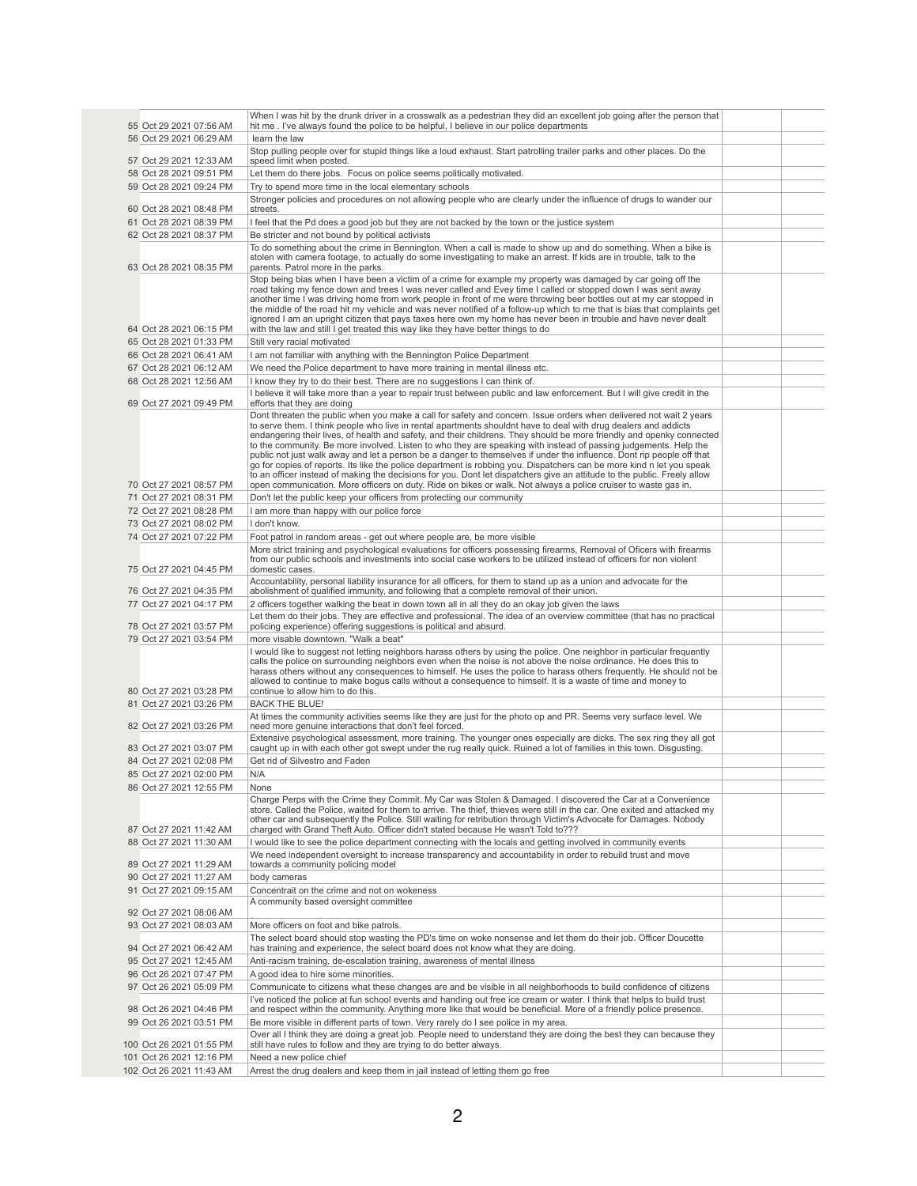| | | | | |
|---|---|---|---|---|
| 55 | Oct 29 2021 07:56 AM | When I was hit by the drunk driver in a crosswalk as a pedestrian they did an excellent job going after the person that hit me . I've always found the police to be helpful, I believe in our police departments | | |
| 56 | Oct 29 2021 06:29 AM | learn the law | | |
| 57 | Oct 29 2021 12:33 AM | Stop pulling people over for stupid things like a loud exhaust. Start patrolling trailer parks and other places. Do the speed limit when posted. | | |
| 58 | Oct 28 2021 09:51 PM | Let them do there jobs. Focus on police seems politically motivated. | | |
| 59 | Oct 28 2021 09:24 PM | Try to spend more time in the local elementary schools | | |
| 60 | Oct 28 2021 08:48 PM | Stronger policies and procedures on not allowing people who are clearly under the influence of drugs to wander our streets. | | |
| 61 | Oct 28 2021 08:39 PM | I feel that the Pd does a good job but they are not backed by the town or the justice system | | |
| 62 | Oct 28 2021 08:37 PM | Be stricter and not bound by political activists | | |
| 63 | Oct 28 2021 08:35 PM | To do something about the crime in Bennington. When a call is made to show up and do something. When a bike is stolen with camera footage, to actually do some investigating to make an arrest. If kids are in trouble, talk to the parents. Patrol more in the parks. | | |
| 64 | Oct 28 2021 06:15 PM | Stop being bias when I have been a victim of a crime for example my property was damaged by car going off the road taking my fence down and trees I was never called and Evey time I called or stopped down I was sent away another time I was driving home from work people in front of me were throwing beer bottles out at my car stopped in the middle of the road hit my vehicle and was never notified of a follow-up which to me that is bias that complaints get ignored I am an upright citizen that pays taxes here own my home has never been in trouble and have never dealt with the law and still I get treated this way like they have better things to do | | |
| 65 | Oct 28 2021 01:33 PM | Still very racial motivated | | |
| 66 | Oct 28 2021 06:41 AM | I am not familiar with anything with the Bennington Police Department | | |
| 67 | Oct 28 2021 06:12 AM | We need the Police department to have more training in mental illness etc. | | |
| 68 | Oct 28 2021 12:56 AM | I know they try to do their best. There are no suggestions I can think of. | | |
| 69 | Oct 27 2021 09:49 PM | I believe it will take more than a year to repair trust between public and law enforcement. But I will give credit in the efforts that they are doing | | |
| 70 | Oct 27 2021 08:57 PM | Dont threaten the public when you make a call for safety and concern. Issue orders when delivered not wait 2 years to serve them. I think people who live in rental apartments shouldnt have to deal with drug dealers and addicts endangering their lives, of health and safety, and their childrens. They should be more friendly and openky connected to the community. Be more involved. Listen to who they are speaking with instead of passing judgements. Help the public not just walk away and let a person be a danger to themselves if under the influence. Dont rip people off that go for copies of reports. Its like the police department is robbing you. Dispatchers can be more kind n let you speak to an officer instead of making the decisions for you. Dont let dispatchers give an attitude to the public. Freely allow open communication. More officers on duty. Ride on bikes or walk. Not always a police cruiser to waste gas in. | | |
| 71 | Oct 27 2021 08:31 PM | Don't let the public keep your officers from protecting our community | | |
| 72 | Oct 27 2021 08:28 PM | I am more than happy with our police force | | |
| 73 | Oct 27 2021 08:02 PM | I don't know. | | |
| 74 | Oct 27 2021 07:22 PM | Foot patrol in random areas - get out where people are, be more visible | | |
| 75 | Oct 27 2021 04:45 PM | More strict training and psychological evaluations for officers possessing firearms, Removal of Oficers with firearms from our public schools and investments into social case workers to be utilized instead of officers for non violent domestic cases. | | |
| 76 | Oct 27 2021 04:35 PM | Accountability, personal liability insurance for all officers, for them to stand up as a union and advocate for the abolishment of qualified immunity, and following that a complete removal of their union. | | |
| 77 | Oct 27 2021 04:17 PM | 2 officers together walking the beat in down town all in all they do an okay job given the laws | | |
| 78 | Oct 27 2021 03:57 PM | Let them do their jobs. They are effective and professional. The idea of an overview committee (that has no practical policing experience) offering suggestions is political and absurd. | | |
| 79 | Oct 27 2021 03:54 PM | more visable downtown. "Walk a beat" | | |
| 80 | Oct 27 2021 03:28 PM | I would like to suggest not letting neighbors harass others by using the police. One neighbor in particular frequently calls the police on surrounding neighbors even when the noise is not above the noise ordinance. He does this to harass others without any consequences to himself. He uses the police to harass others frequently. He should not be allowed to continue to make bogus calls without a consequence to himself. It is a waste of time and money to continue to allow him to do this. | | |
| 81 | Oct 27 2021 03:26 PM | BACK THE BLUE! | | |
| 82 | Oct 27 2021 03:26 PM | At times the community activities seems like they are just for the photo op and PR. Seems very surface level. We need more genuine interactions that don't feel forced. | | |
| 83 | Oct 27 2021 03:07 PM | Extensive psychological assessment, more training. The younger ones especially are dicks. The sex ring they all got caught up in with each other got swept under the rug really quick. Ruined a lot of families in this town. Disgusting. | | |
| 84 | Oct 27 2021 02:08 PM | Get rid of Silvestro and Faden | | |
| 85 | Oct 27 2021 02:00 PM | N/A | | |
| 86 | Oct 27 2021 12:55 PM | None | | |
| 87 | Oct 27 2021 11:42 AM | Charge Perps with the Crime they Commit. My Car was Stolen & Damaged. I discovered the Car at a Convenience store. Called the Police, waited for them to arrive. The thief, thieves were still in the car. One exited and attacked my other car and subsequently the Police. Still waiting for retribution through Victim's Advocate for Damages. Nobody charged with Grand Theft Auto. Officer didn't stated because He wasn't Told to??? | | |
| 88 | Oct 27 2021 11:30 AM | I would like to see the police department connecting with the locals and getting involved in community events | | |
| 89 | Oct 27 2021 11:29 AM | We need independent oversight to increase transparency and accountability in order to rebuild trust and move towards a community policing model | | |
| 90 | Oct 27 2021 11:27 AM | body cameras | | |
| 91 | Oct 27 2021 09:15 AM | Concentrait on the crime and not on wokeness | | |
| 92 | Oct 27 2021 08:06 AM | A community based oversight committee | | |
| 93 | Oct 27 2021 08:03 AM | More officers on foot and bike patrols. | | |
| 94 | Oct 27 2021 06:42 AM | The select board should stop wasting the PD's time on woke nonsense and let them do their job. Officer Doucette has training and experience, the select board does not know what they are doing. | | |
| 95 | Oct 27 2021 12:45 AM | Anti-racism training, de-escalation training, awareness of mental illness | | |
| 96 | Oct 26 2021 07:47 PM | A good idea to hire some minorities. | | |
| 97 | Oct 26 2021 05:09 PM | Communicate to citizens what these changes are and be visible in all neighborhoods to build confidence of citizens | | |
| 98 | Oct 26 2021 04:46 PM | I've noticed the police at fun school events and handing out free ice cream or water. I think that helps to build trust and respect within the community. Anything more like that would be beneficial. More of a friendly police presence. | | |
| 99 | Oct 26 2021 03:51 PM | Be more visible in different parts of town. Very rarely do I see police in my area. | | |
| 100 | Oct 26 2021 01:55 PM | Over all I think they are doing a great job. People need to understand they are doing the best they can because they still have rules to follow and they are trying to do better always. | | |
| 101 | Oct 26 2021 12:16 PM | Need a new police chief | | |
| 102 | Oct 26 2021 11:43 AM | Arrest the drug dealers and keep them in jail instead of letting them go free | | |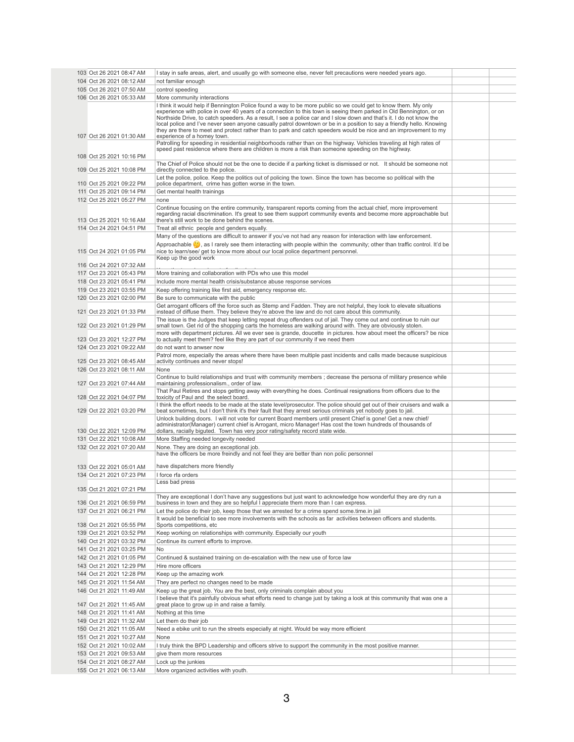| | | | |
|---|---|---|---|
| 103 | Oct 26 2021 08:47 AM | I stay in safe areas, alert, and usually go with someone else, never felt precautions were needed years ago. | | |
| 104 | Oct 26 2021 08:12 AM | not familiar enough | | |
| 105 | Oct 26 2021 07:50 AM | control speeding | | |
| 106 | Oct 26 2021 05:33 AM | More community interactions | | |
| 107 | Oct 26 2021 01:30 AM | I think it would help if Bennington Police found a way to be more public so we could get to know them. My only experience with police in over 40 years of a connection to this town is seeing them parked in Old Bennington, or on Northside Drive, to catch speeders. As a result, I see a police car and I slow down and that's it. I do not know the local police and I've never seen anyone casually patrol downtown or be in a position to say a friendly hello. Knowing they are there to meet and protect rather than to park and catch speeders would be nice and an improvement to my experience of a homey town. | | |
| 108 | Oct 25 2021 10:16 PM | Patrolling for speeding in residential neighborhoods rather than on the highway. Vehicles traveling at high rates of speed past residence where there are children is more a risk than someone speeding on the highway. | | |
| 109 | Oct 25 2021 10:08 PM | The Chief of Police should not be the one to decide if a parking ticket is dismissed or not. It should be someone not directly connected to the police. | | |
| 110 | Oct 25 2021 09:22 PM | Let the police, police. Keep the politics out of policing the town. Since the town has become so political with the police department, crime has gotten worse in the town. | | |
| 111 | Oct 25 2021 09:14 PM | Get mental health trainings | | |
| 112 | Oct 25 2021 05:27 PM | none | | |
| 113 | Oct 25 2021 10:16 AM | Continue focusing on the entire community, transparent reports coming from the actual chief, more improvement regarding racial discrimination. It's great to see them support community events and become more approachable but there's still work to be done behind the scenes. | | |
| 114 | Oct 24 2021 04:51 PM | Treat all ethnic people and genders equally. | | |
| 115 | Oct 24 2021 01:05 PM | Many of the questions are difficult to answer if you've not had any reason for interaction with law enforcement. Approachable 🤔, as I rarely see them interacting with people within the community; other than traffic control. It'd be nice to learn/see/ get to know more about our local police department personnel. | | |
| 116 | Oct 24 2021 07:32 AM | Keep up the good work | | |
| 117 | Oct 23 2021 05:43 PM | More training and collaboration with PDs who use this model | | |
| 118 | Oct 23 2021 05:41 PM | Include more mental health crisis/substance abuse response services | | |
| 119 | Oct 23 2021 03:55 PM | Keep offering training like first aid, emergency response etc. | | |
| 120 | Oct 23 2021 02:00 PM | Be sure to communicate with the public | | |
| 121 | Oct 23 2021 01:33 PM | Get arrogant officers off the force such as Stemp and Fadden. They are not helpful, they look to elevate situations instead of diffuse them. They believe they're above the law and do not care about this community. | | |
| 122 | Oct 23 2021 01:29 PM | The issue is the Judges that keep letting repeat drug offenders out of jail. They come out and continue to ruin our small town. Get rid of the shopping carts the homeless are walking around with. They are obviously stolen. | | |
| 123 | Oct 23 2021 12:27 PM | more with department pictures. All we ever see is grande, doucette in pictures. how about meet the officers? be nice to actually meet them? feel like they are part of our community if we need them | | |
| 124 | Oct 23 2021 09:22 AM | do not want to anwser now | | |
| 125 | Oct 23 2021 08:45 AM | Patrol more, especially the areas where there have been multiple past incidents and calls made because suspicious activity continues and never stops! | | |
| 126 | Oct 23 2021 08:11 AM | None | | |
| 127 | Oct 23 2021 07:44 AM | Continue to build relationships and trust with community members ; decrease the persona of military presence while maintaining professionalism., order of law. | | |
| 128 | Oct 22 2021 04:07 PM | That Paul Retires and stops getting away with everything he does. Continual resignations from officers due to the toxicity of Paul and the select board. | | |
| 129 | Oct 22 2021 03:20 PM | I think the effort needs to be made at the state level/prosecutor. The police should get out of their cruisers and walk a beat sometimes, but I don't think it's their fault that they arrest serious criminals yet nobody goes to jail. | | |
| 130 | Oct 22 2021 12:09 PM | Unlock building doors. I will not vote for current Board members until present Chief is gone! Get a new chief/ administrator(Manager) current chief is Arrogant, micro Manager! Has cost the town hundreds of thousands of dollars, racially biguted. Town has very poor rating/safety record state wide. | | |
| 131 | Oct 22 2021 10:08 AM | More Staffing needed longevity needed | | |
| 132 | Oct 22 2021 07:20 AM | None. They are doing an exceptional job. | | |
| 133 | Oct 22 2021 05:01 AM | have the officers be more freindly and not feel they are better than non polic personnel<br>have dispatchers more friendly | | |
| 134 | Oct 21 2021 07:23 PM | I force rfa orders | | |
| 135 | Oct 21 2021 07:21 PM | Less bad press | | |
| 136 | Oct 21 2021 06:59 PM | They are exceptional I don't have any suggestions but just want to acknowledge how wonderful they are dry run a business in town and they are so helpful I appreciate them more than I can express. | | |
| 137 | Oct 21 2021 06:21 PM | Let the police do their job, keep those that we arrested for a crime spend some.time.in jail | | |
| 138 | Oct 21 2021 05:55 PM | It would be beneficial to see more involvements with the schools as far activities between officers and students. Sports competitions, etc | | |
| 139 | Oct 21 2021 03:52 PM | Keep working on relationships with community. Especially our youth | | |
| 140 | Oct 21 2021 03:32 PM | Continue its current efforts to improve. | | |
| 141 | Oct 21 2021 03:25 PM | No | | |
| 142 | Oct 21 2021 01:05 PM | Continued & sustained training on de-escalation with the new use of force law | | |
| 143 | Oct 21 2021 12:29 PM | Hire more officers | | |
| 144 | Oct 21 2021 12:28 PM | Keep up the amazing work | | |
| 145 | Oct 21 2021 11:54 AM | They are perfect no changes need to be made | | |
| 146 | Oct 21 2021 11:49 AM | Keep up the great job. You are the best, only criminals complain about you | | |
| 147 | Oct 21 2021 11:45 AM | I believe that it's painfully obvious what efforts need to change just by taking a look at this community that was one a great place to grow up in and raise a family. | | |
| 148 | Oct 21 2021 11:41 AM | Nothing at this time | | |
| 149 | Oct 21 2021 11:32 AM | Let them do their job | | |
| 150 | Oct 21 2021 11:05 AM | Need a ebike unit to run the streets especially at night. Would be way more efficient | | |
| 151 | Oct 21 2021 10:27 AM | None | | |
| 152 | Oct 21 2021 10:02 AM | I truly think the BPD Leadership and officers strive to support the community in the most positive manner. | | |
| 153 | Oct 21 2021 09:53 AM | give them more resources | | |
| 154 | Oct 21 2021 08:27 AM | Lock up the junkies | | |
| 155 | Oct 21 2021 06:13 AM | More organized activities with youth. | | |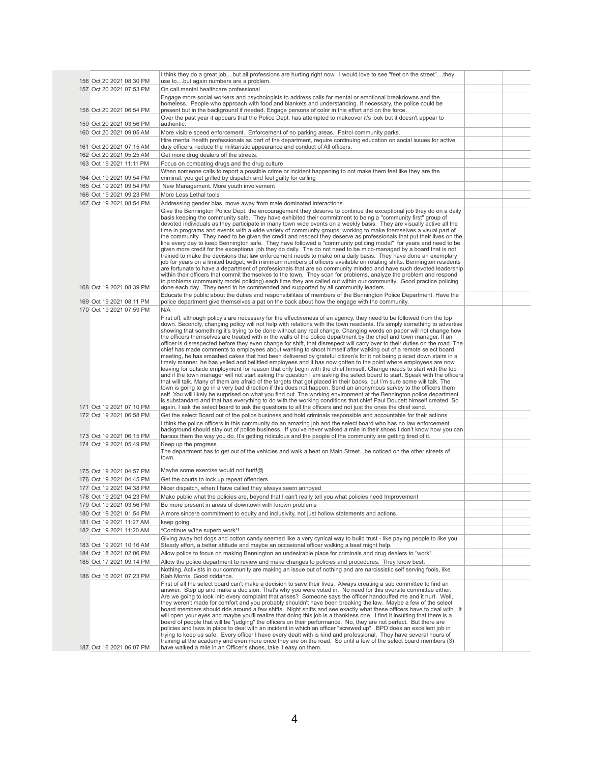| | | | | |
|---|---|---|---|---|
| 156 | Oct 20 2021 08:30 PM | I think they do a great job,...but all professions are hurting right now. I would love to see "feet on the street"....they use to....but again numbers are a problem. | | |
| 157 | Oct 20 2021 07:53 PM | On call mental healthcare professional | | |
| 158 | Oct 20 2021 06:54 PM | Engage more social workers and psychologists to address calls for mental or emotional breakdowns and the homeless. People who approach with food and blankets and understanding. If necessary, the police could be present but in the background if needed. Engage persons of color in this effort and on the force. | | |
| 159 | Oct 20 2021 03:56 PM | Over the past year it appears that the Police Dept. has attempted to makeover it's look but it doesn't appear to authentic. | | |
| 160 | Oct 20 2021 09:05 AM | More visible speed enforcement. Enforcement of no parking areas. Patrol community parks. | | |
| 161 | Oct 20 2021 07:15 AM | Hire mental health professionals as part of the department, require continuing education on social issues for active duty officers, reduce the militaristic appearance and conduct of All officers. | | |
| 162 | Oct 20 2021 05:25 AM | Get more drug dealers off the streets. | | |
| 163 | Oct 19 2021 11:11 PM | Focus on combating drugs and the drug culture | | |
| 164 | Oct 19 2021 09:54 PM | When someone calls to report a possible crime or incident happening to not make them feel like they are the criminal, you get grilled by dispatch and feel guilty for calling | | |
| 165 | Oct 19 2021 09:54 PM | New Management. More youth involvement | | |
| 166 | Oct 19 2021 09:23 PM | More Less Lethal tools | | |
| 167 | Oct 19 2021 08:54 PM | Addressing gender bias, move away from male dominated interactions. | | |
| 168 | Oct 19 2021 08:39 PM | Give the Bennington Police Dept. the encouragement they deserve to continue the exceptional job they do on a daily basis keeping the community safe. They have exhibited their commitment to being a "community first" group of devoted individuals as they participate in many town wide events on a weekly basis. They are visually active all the time in programs and events with a wide variety of community groups; working to make themselves a visual part of the community. They need to be given the credit and respect they deserve as professionals that put their lives on the line every day to keep Bennington safe. They have followed a "community policing model" for years and need to be given more credit for the exceptional job they do daily. The do not need to be mico-managed by a board that is not trained to make the decisions that law enforcement needs to make on a daily basis. They have done an exemplary job for years on a limited budget; with minimum numbers of officers available on rotating shifts. Bennington residents are fortunate to have a department of professionals that are so community minded and have such devoted leadership within their officers that commit themselves to the town. They scan for problems, analyze the problem and respond to problems (community model policing) each time they are called out within our community. Good practice policing done each day. They need to be commended and supported by all community leaders. | | |
| 169 | Oct 19 2021 08:11 PM | Educate the public about the duties and responsibilities of members of the Bennington Police Department. Have the police department give themselves a pat on the back about how the engage with the community. | | |
| 170 | Oct 19 2021 07:59 PM | N/A | | |
| 171 | Oct 19 2021 07:10 PM | First off, although policy's are necessary for the effectiveness of an agency, they need to be followed from the top down. Secondly, changing policy will not help with relations with the town residents. It's simply something to advertise showing that something it's trying to be done without any real change. Changing words on paper will not change how the officers themselves are treated with in the walls of the police department by the chief and town manager. If an officer is disrespected before they even change for shift, that disrespect will carry over to their duties on the road. The chief has made comments to employees about wanting to shoot himself after walking out of a remote select board meeting, he has smashed cakes that had been delivered by grateful citizen's for it not being placed down stairs in a timely manner, he has yelled and belittled employees and it has now gotten to the point where employees are now leaving for outside employment for reason that only begin with the chief himself. Change needs to start with the top and if the town manager will not start asking the question I am asking the select board to start. Speak with the officers that will talk. Many of them are afraid of the targets that get placed in their backs, but I'm sure some will talk. The town is going to go in a very bad direction if this does not happen. Send an anonymous survey to the officers them self. You will likely be surprised on what you find out. The working environment at the Bennington police department is substandard and that has everything to do with the working conditions that chief Paul Doucett himself created. So again, I ask the select board to ask the questions to all the officers and not just the ones the chief send. | | |
| 172 | Oct 19 2021 06:58 PM | Get the select Board out of the police business and hold criminals responsible and accountable for their actions | | |
| 173 | Oct 19 2021 06:15 PM | I think the police officers in this community do an amazing job and the select board who has no law enforcement background should stay out of police business. If you've never walked a mile in their shoes I don't know how you can harass them the way you do. It's getting ridiculous and the people of the community are getting tired of it. | | |
| 174 | Oct 19 2021 05:49 PM | Keep up the progress | | |
| 175 | Oct 19 2021 04:57 PM | The department has to get out of the vehicles and walk a beat on Main Street...be noticed on the other streets of town.<br><br>Maybe some exercise would not hurt!@ | | |
| 176 | Oct 19 2021 04:45 PM | Get the courts to lock up repeat offenders | | |
| 177 | Oct 19 2021 04:38 PM | Nicer dispatch, when I have called they always seem annoyed | | |
| 178 | Oct 19 2021 04:23 PM | Make public what the policies are, beyond that I can't really tell you what policies need Improvement | | |
| 179 | Oct 19 2021 03:56 PM | Be more present in areas of downtown with known problems | | |
| 180 | Oct 19 2021 01:54 PM | A more sincere commitment to equity and inclusivity, not just hollow statements and actions. | | |
| 181 | Oct 19 2021 11:27 AM | keep going | | |
| 182 | Oct 19 2021 11:20 AM | *Continue w/the superb work*! | | |
| 183 | Oct 19 2021 10:16 AM | Giving away hot dogs and cotton candy seemed like a very cynical way to build trust - like paying people to like you. Steady effort, a better attitude and maybe an occasional officer walking a beat might help. | | |
| 184 | Oct 18 2021 02:06 PM | Allow police to focus on making Bennington an undesirable place for criminals and drug dealers to "work". | | |
| 185 | Oct 17 2021 09:14 PM | Allow the police department to review and make changes to policies and procedures. They know best. | | |
| 186 | Oct 16 2021 07:23 PM | Nothing. Activists in our community are making an issue out of nothing and are narcissistic self serving fools, like Kiah Morris. Good riddance. | | |
| 187 | Oct 16 2021 06:07 PM | First of all the select board can't make a decision to save their lives. Always creating a sub committee to find an answer. Step up and make a decision. That's why you were voted in. No need for this oversite committee either. Are we going to look into every complaint that arises? Someone says the officer handcuffed me and it hurt. Well, they weren't made for comfort and you probably shouldn't have been breaking the law. Maybe a few of the select board members should ride around a few shifts. Night shifts and see exactly what these officers have to deal with. It will open your eyes and maybe you'll realize that doing this job is a thankless one. I find it insulting that there is a board of people that will be "judging" the officers on their performance. No, they are not perfect. But there are policies and laws in place to deal with an incident in which an officer "screwed up". BPD does an excellent job in trying to keep us safe. Every officer I have every dealt with is kind and professional. They have several hours of training at the academy and even more once they are on the road. So until a few of the select board members (3) have walked a mile in an Officer's shoes, take it easy on them. | | |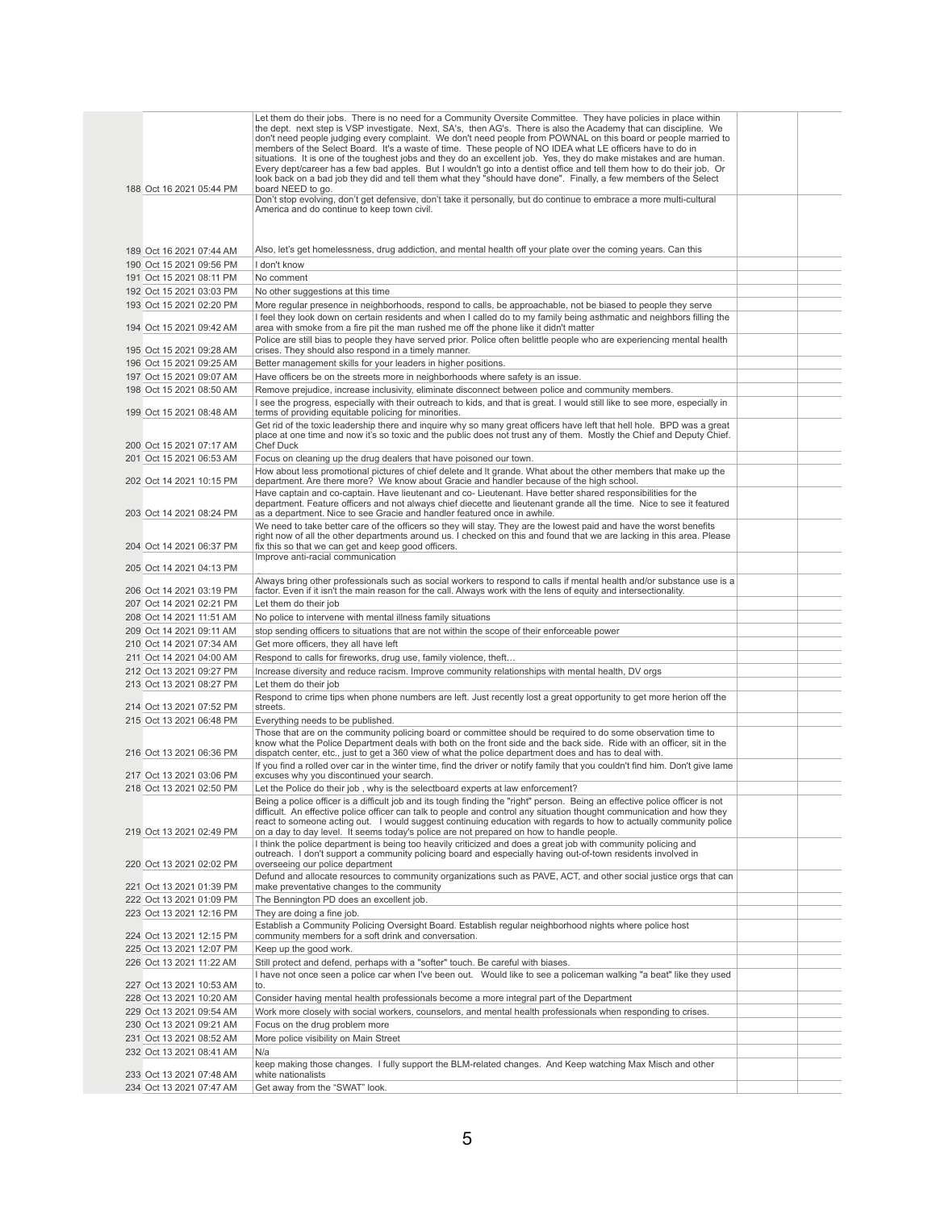| | | | | |
|---|---|---|---|---|
| 188 | Oct 16 2021 05:44 PM | Let them do their jobs. There is no need for a Community Oversite Committee. They have policies in place within the dept. next step is VSP investigate. Next, SA's, then AG's. There is also the Academy that can discipline. We don't need people judging every complaint. We don't need people from POWNAL on this board or people married to members of the Select Board. It's a waste of time. These people of NO IDEA what LE officers have to do in situations. It is one of the toughest jobs and they do an excellent job. Yes, they do make mistakes and are human. Every dept/career has a few bad apples. But I wouldn't go into a dentist office and tell them how to do their job. Or look back on a bad job they did and tell them what they "should have done". Finally, a few members of the Select board NEED to go. | | |
| 189 | Oct 16 2021 07:44 AM | Don't stop evolving, don't get defensive, don't take it personally, but do continue to embrace a more multi-cultural America and do continue to keep town civil.<br><br>Also, let's get homelessness, drug addiction, and mental health off your plate over the coming years. Can this | | |
| 190 | Oct 15 2021 09:56 PM | I don't know | | |
| 191 | Oct 15 2021 08:11 PM | No comment | | |
| 192 | Oct 15 2021 03:03 PM | No other suggestions at this time | | |
| 193 | Oct 15 2021 02:20 PM | More regular presence in neighborhoods, respond to calls, be approachable, not be biased to people they serve | | |
| 194 | Oct 15 2021 09:42 AM | I feel they look down on certain residents and when I called do to my family being asthmatic and neighbors filling the area with smoke from a fire pit the man rushed me off the phone like it didn't matter | | |
| 195 | Oct 15 2021 09:28 AM | Police are still bias to people they have served prior. Police often belittle people who are experiencing mental health crises. They should also respond in a timely manner. | | |
| 196 | Oct 15 2021 09:25 AM | Better management skills for your leaders in higher positions. | | |
| 197 | Oct 15 2021 09:07 AM | Have officers be on the streets more in neighborhoods where safety is an issue. | | |
| 198 | Oct 15 2021 08:50 AM | Remove prejudice, increase inclusivity, eliminate disconnect between police and community members. | | |
| 199 | Oct 15 2021 08:48 AM | I see the progress, especially with their outreach to kids, and that is great. I would still like to see more, especially in terms of providing equitable policing for minorities. | | |
| 200 | Oct 15 2021 07:17 AM | Get rid of the toxic leadership there and inquire why so many great officers have left that hell hole. BPD was a great place at one time and now it's so toxic and the public does not trust any of them. Mostly the Chief and Deputy Chief. Chef Duck | | |
| 201 | Oct 15 2021 06:53 AM | Focus on cleaning up the drug dealers that have poisoned our town. | | |
| 202 | Oct 14 2021 10:15 PM | How about less promotional pictures of chief delete and lt grande. What about the other members that make up the department. Are there more? We know about Gracie and handler because of the high school. | | |
| 203 | Oct 14 2021 08:24 PM | Have captain and co-captain. Have lieutenant and co- Lieutenant. Have better shared responsibilities for the department. Feature officers and not always chief diecette and lieutenant grande all the time. Nice to see it featured as a department. Nice to see Gracie and handler featured once in awhile. | | |
| 204 | Oct 14 2021 06:37 PM | We need to take better care of the officers so they will stay. They are the lowest paid and have the worst benefits right now of all the other departments around us. I checked on this and found that we are lacking in this area. Please fix this so that we can get and keep good officers. | | |
| 205 | Oct 14 2021 04:13 PM | Improve anti-racial communication | | |
| 206 | Oct 14 2021 03:19 PM | Always bring other professionals such as social workers to respond to calls if mental health and/or substance use is a factor. Even if it isn't the main reason for the call. Always work with the lens of equity and intersectionality. | | |
| 207 | Oct 14 2021 02:21 PM | Let them do their job | | |
| 208 | Oct 14 2021 11:51 AM | No police to intervene with mental illness family situations | | |
| 209 | Oct 14 2021 09:11 AM | stop sending officers to situations that are not within the scope of their enforceable power | | |
| 210 | Oct 14 2021 07:34 AM | Get more officers, they all have left | | |
| 211 | Oct 14 2021 04:00 AM | Respond to calls for fireworks, drug use, family violence, theft… | | |
| 212 | Oct 13 2021 09:27 PM | Increase diversity and reduce racism. Improve community relationships with mental health, DV orgs | | |
| 213 | Oct 13 2021 08:27 PM | Let them do their job | | |
| 214 | Oct 13 2021 07:52 PM | Respond to crime tips when phone numbers are left. Just recently lost a great opportunity to get more herion off the streets. | | |
| 215 | Oct 13 2021 06:48 PM | Everything needs to be published. | | |
| 216 | Oct 13 2021 06:36 PM | Those that are on the community policing board or committee should be required to do some observation time to know what the Police Department deals with both on the front side and the back side. Ride with an officer, sit in the dispatch center, etc., just to get a 360 view of what the police department does and has to deal with. | | |
| 217 | Oct 13 2021 03:06 PM | If you find a rolled over car in the winter time, find the driver or notify family that you couldn't find him. Don't give lame excuses why you discontinued your search. | | |
| 218 | Oct 13 2021 02:50 PM | Let the Police do their job , why is the selectboard experts at law enforcement? | | |
| 219 | Oct 13 2021 02:49 PM | Being a police officer is a difficult job and its tough finding the "right" person. Being an effective police officer is not difficult. An effective police officer can talk to people and control any situation thought communication and how they react to someone acting out. I would suggest continuing education with regards to how to actually community police on a day to day level. It seems today's police are not prepared on how to handle people. | | |
| 220 | Oct 13 2021 02:02 PM | I think the police department is being too heavily criticized and does a great job with community policing and outreach. I don't support a community policing board and especially having out-of-town residents involved in overseeing our police department | | |
| 221 | Oct 13 2021 01:39 PM | Defund and allocate resources to community organizations such as PAVE, ACT, and other social justice orgs that can make preventative changes to the community | | |
| 222 | Oct 13 2021 01:09 PM | The Bennington PD does an excellent job. | | |
| 223 | Oct 13 2021 12:16 PM | They are doing a fine job. | | |
| 224 | Oct 13 2021 12:15 PM | Establish a Community Policing Oversight Board. Establish regular neighborhood nights where police host community members for a soft drink and conversation. | | |
| 225 | Oct 13 2021 12:07 PM | Keep up the good work. | | |
| 226 | Oct 13 2021 11:22 AM | Still protect and defend, perhaps with a "softer" touch. Be careful with biases. | | |
| 227 | Oct 13 2021 10:53 AM | I have not once seen a police car when I've been out. Would like to see a policeman walking "a beat" like they used to. | | |
| 228 | Oct 13 2021 10:20 AM | Consider having mental health professionals become a more integral part of the Department | | |
| 229 | Oct 13 2021 09:54 AM | Work more closely with social workers, counselors, and mental health professionals when responding to crises. | | |
| 230 | Oct 13 2021 09:21 AM | Focus on the drug problem more | | |
| 231 | Oct 13 2021 08:52 AM | More police visibility on Main Street | | |
| 232 | Oct 13 2021 08:41 AM | N/a | | |
| 233 | Oct 13 2021 07:48 AM | keep making those changes. I fully support the BLM-related changes. And Keep watching Max Misch and other white nationalists | | |
| 234 | Oct 13 2021 07:47 AM | Get away from the "SWAT" look. | | |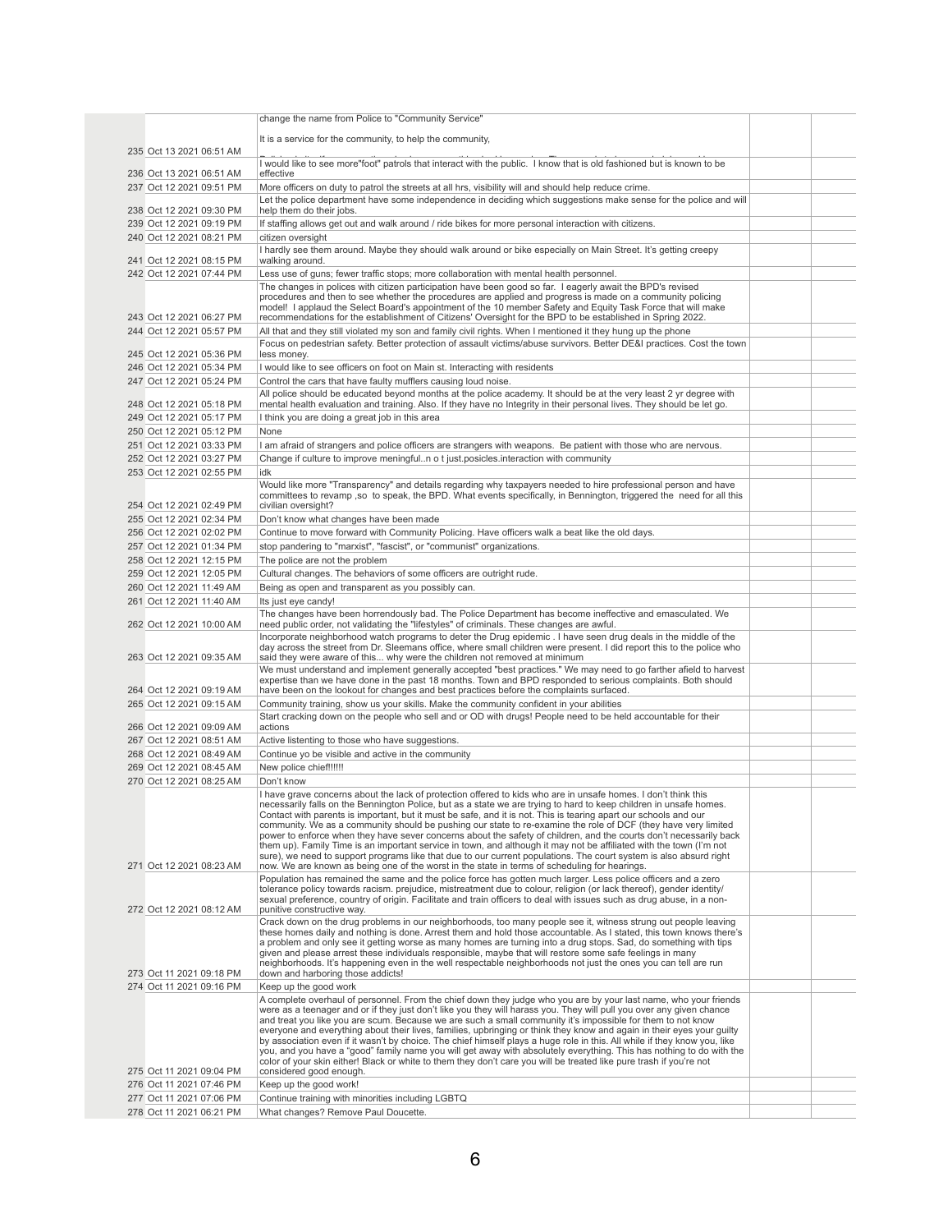| | | | | |
|---|---|---|---|---|
| 235 | Oct 13 2021 06:51 AM | change the name from Police to "Community Service"<br><br>It is a service for the community, to help the community, | | |
| 236 | Oct 13 2021 06:51 AM | I would like to see more"foot" patrols that interact with the public. I know that is old fashioned but is known to be effective | | |
| 237 | Oct 12 2021 09:51 PM | More officers on duty to patrol the streets at all hrs, visibility will and should help reduce crime. | | |
| 238 | Oct 12 2021 09:30 PM | Let the police department have some independence in deciding which suggestions make sense for the police and will help them do their jobs. | | |
| 239 | Oct 12 2021 09:19 PM | If staffing allows get out and walk around / ride bikes for more personal interaction with citizens. | | |
| 240 | Oct 12 2021 08:21 PM | citizen oversight | | |
| 241 | Oct 12 2021 08:15 PM | I hardly see them around. Maybe they should walk around or bike especially on Main Street. It's getting creepy walking around. | | |
| 242 | Oct 12 2021 07:44 PM | Less use of guns; fewer traffic stops; more collaboration with mental health personnel. | | |
| 243 | Oct 12 2021 06:27 PM | The changes in polices with citizen participation have been good so far. I eagerly await the BPD's revised procedures and then to see whether the procedures are applied and progress is made on a community policing model! I applaud the Select Board's appointment of the 10 member Safety and Equity Task Force that will make recommendations for the establishment of Citizens' Oversight for the BPD to be established in Spring 2022. | | |
| 244 | Oct 12 2021 05:57 PM | All that and they still violated my son and family civil rights. When I mentioned it they hung up the phone | | |
| 245 | Oct 12 2021 05:36 PM | Focus on pedestrian safety. Better protection of assault victims/abuse survivors. Better DE&I practices. Cost the town less money. | | |
| 246 | Oct 12 2021 05:34 PM | I would like to see officers on foot on Main st. Interacting with residents | | |
| 247 | Oct 12 2021 05:24 PM | Control the cars that have faulty mufflers causing loud noise. | | |
| 248 | Oct 12 2021 05:18 PM | All police should be educated beyond months at the police academy. It should be at the very least 2 yr degree with mental health evaluation and training. Also. If they have no Integrity in their personal lives. They should be let go. | | |
| 249 | Oct 12 2021 05:17 PM | I think you are doing a great job in this area | | |
| 250 | Oct 12 2021 05:12 PM | None | | |
| 251 | Oct 12 2021 03:33 PM | I am afraid of strangers and police officers are strangers with weapons. Be patient with those who are nervous. | | |
| 252 | Oct 12 2021 03:27 PM | Change if culture to improve meningful..n o t just.posicles.interaction with community | | |
| 253 | Oct 12 2021 02:55 PM | idk | | |
| 254 | Oct 12 2021 02:49 PM | Would like more "Transparency" and details regarding why taxpayers needed to hire professional person and have committees to revamp ,so to speak, the BPD. What events specifically, in Bennington, triggered the need for all this civilian oversight? | | |
| 255 | Oct 12 2021 02:34 PM | Don't know what changes have been made | | |
| 256 | Oct 12 2021 02:02 PM | Continue to move forward with Community Policing. Have officers walk a beat like the old days. | | |
| 257 | Oct 12 2021 01:34 PM | stop pandering to "marxist", "fascist", or "communist" organizations. | | |
| 258 | Oct 12 2021 12:15 PM | The police are not the problem | | |
| 259 | Oct 12 2021 12:05 PM | Cultural changes. The behaviors of some officers are outright rude. | | |
| 260 | Oct 12 2021 11:49 AM | Being as open and transparent as you possibly can. | | |
| 261 | Oct 12 2021 11:40 AM | Its just eye candy! | | |
| 262 | Oct 12 2021 10:00 AM | The changes have been horrendously bad. The Police Department has become ineffective and emasculated. We need public order, not validating the "lifestyles" of criminals. These changes are awful. | | |
| 263 | Oct 12 2021 09:35 AM | Incorporate neighborhood watch programs to deter the Drug epidemic . I have seen drug deals in the middle of the day across the street from Dr. Sleemans office, where small children were present. I did report this to the police who said they were aware of this... why were the children not removed at minimum | | |
| 264 | Oct 12 2021 09:19 AM | We must understand and implement generally accepted "best practices." We may need to go farther afield to harvest expertise than we have done in the past 18 months. Town and BPD responded to serious complaints. Both should have been on the lookout for changes and best practices before the complaints surfaced. | | |
| 265 | Oct 12 2021 09:15 AM | Community training, show us your skills. Make the community confident in your abilities | | |
| 266 | Oct 12 2021 09:09 AM | Start cracking down on the people who sell and or OD with drugs! People need to be held accountable for their actions | | |
| 267 | Oct 12 2021 08:51 AM | Active listenting to those who have suggestions. | | |
| 268 | Oct 12 2021 08:49 AM | Continue yo be visible and active in the community | | |
| 269 | Oct 12 2021 08:45 AM | New police chief!!!!!! | | |
| 270 | Oct 12 2021 08:25 AM | Don't know | | |
| 271 | Oct 12 2021 08:23 AM | I have grave concerns about the lack of protection offered to kids who are in unsafe homes. I don't think this necessarily falls on the Bennington Police, but as a state we are trying to hard to keep children in unsafe homes. Contact with parents is important, but it must be safe, and it is not. This is tearing apart our schools and our community. We as a community should be pushing our state to re-examine the role of DCF (they have very limited power to enforce when they have sever concerns about the safety of children, and the courts don't necessarily back them up). Family Time is an important service in town, and although it may not be affiliated with the town (I'm not sure), we need to support programs like that due to our current populations. The court system is also absurd right now. We are known as being one of the worst in the state in terms of scheduling for hearings. | | |
| 272 | Oct 12 2021 08:12 AM | Population has remained the same and the police force has gotten much larger. Less police officers and a zero tolerance policy towards racism. prejudice, mistreatment due to colour, religion (or lack thereof), gender identity/ sexual preference, country of origin. Facilitate and train officers to deal with issues such as drug abuse, in a non-punitive constructive way. | | |
| 273 | Oct 11 2021 09:18 PM | Crack down on the drug problems in our neighborhoods, too many people see it, witness strung out people leaving these homes daily and nothing is done. Arrest them and hold those accountable. As I stated, this town knows there's a problem and only see it getting worse as many homes are turning into a drug stops. Sad, do something with tips given and please arrest these individuals responsible, maybe that will restore some safe feelings in many neighborhoods. It's happening even in the well respectable neighborhoods not just the ones you can tell are run down and harboring those addicts! | | |
| 274 | Oct 11 2021 09:16 PM | Keep up the good work | | |
| 275 | Oct 11 2021 09:04 PM | A complete overhaul of personnel. From the chief down they judge who you are by your last name, who your friends were as a teenager and or if they just don't like you they will harass you. They will pull you over any given chance and treat you like you are scum. Because we are such a small community it's impossible for them to not know everyone and everything about their lives, families, upbringing or think they know and again in their eyes your guilty by association even if it wasn't by choice. The chief himself plays a huge role in this. All while if they know you, like you, and you have a "good" family name you will get away with absolutely everything. This has nothing to do with the color of your skin either! Black or white to them they don't care you will be treated like pure trash if you're not considered good enough. | | |
| 276 | Oct 11 2021 07:46 PM | Keep up the good work! | | |
| 277 | Oct 11 2021 07:06 PM | Continue training with minorities including LGBTQ | | |
| 278 | Oct 11 2021 06:21 PM | What changes? Remove Paul Doucette. | | |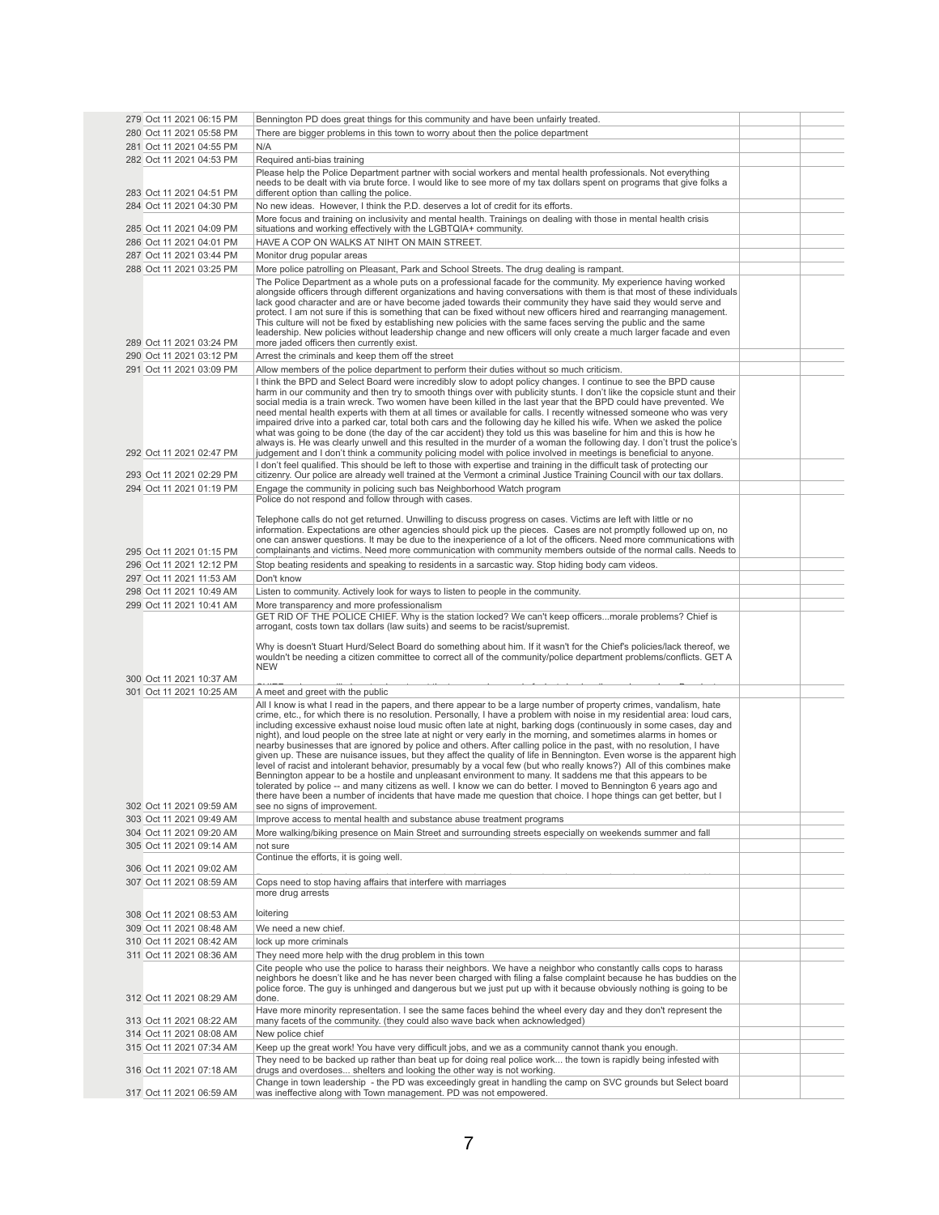| | | | | |
|---|---|---|---|---|
| 279 | Oct 11 2021 06:15 PM | Bennington PD does great things for this community and have been unfairly treated. | | |
| 280 | Oct 11 2021 05:58 PM | There are bigger problems in this town to worry about then the police department | | |
| 281 | Oct 11 2021 04:55 PM | N/A | | |
| 282 | Oct 11 2021 04:53 PM | Required anti-bias training | | |
| 283 | Oct 11 2021 04:51 PM | Please help the Police Department partner with social workers and mental health professionals. Not everything needs to be dealt with via brute force. I would like to see more of my tax dollars spent on programs that give folks a different option than calling the police. | | |
| 284 | Oct 11 2021 04:30 PM | No new ideas. However, I think the P.D. deserves a lot of credit for its efforts. | | |
| 285 | Oct 11 2021 04:09 PM | More focus and training on inclusivity and mental health. Trainings on dealing with those in mental health crisis situations and working effectively with the LGBTQIA+ community. | | |
| 286 | Oct 11 2021 04:01 PM | HAVE A COP ON WALKS AT NIHT ON MAIN STREET. | | |
| 287 | Oct 11 2021 03:44 PM | Monitor drug popular areas | | |
| 288 | Oct 11 2021 03:25 PM | More police patrolling on Pleasant, Park and School Streets. The drug dealing is rampant. | | |
| 289 | Oct 11 2021 03:24 PM | The Police Department as a whole puts on a professional facade for the community. My experience having worked alongside officers through different organizations and having conversations with them is that most of these individuals lack good character and are or have become jaded towards their community they have said they would serve and protect. I am not sure if this is something that can be fixed without new officers hired and rearranging management. This culture will not be fixed by establishing new policies with the same faces serving the public and the same leadership. New policies without leadership change and new officers will only create a much larger facade and even more jaded officers then currently exist. | | |
| 290 | Oct 11 2021 03:12 PM | Arrest the criminals and keep them off the street | | |
| 291 | Oct 11 2021 03:09 PM | Allow members of the police department to perform their duties without so much criticism. | | |
| 292 | Oct 11 2021 02:47 PM | I think the BPD and Select Board were incredibly slow to adopt policy changes. I continue to see the BPD cause harm in our community and then try to smooth things over with publicity stunts. I don't like the copsicle stunt and their social media is a train wreck. Two women have been killed in the last year that the BPD could have prevented. We need mental health experts with them at all times or available for calls. I recently witnessed someone who was very impaired drive into a parked car, total both cars and the following day he killed his wife. When we asked the police what was going to be done (the day of the car accident) they told us this was baseline for him and this is how he always is. He was clearly unwell and this resulted in the murder of a woman the following day. I don't trust the police's judgement and I don't think a community policing model with police involved in meetings is beneficial to anyone. | | |
| 293 | Oct 11 2021 02:29 PM | I don't feel qualified. This should be left to those with expertise and training in the difficult task of protecting our citizenry. Our police are already well trained at the Vermont a criminal Justice Training Council with our tax dollars. | | |
| 294 | Oct 11 2021 01:19 PM | Engage the community in policing such bas Neighborhood Watch program | | |
| 295 | Oct 11 2021 01:15 PM | Police do not respond and follow through with cases.<br><br>Telephone calls do not get returned. Unwilling to discuss progress on cases. Victims are left with little or no information. Expectations are other agencies should pick up the pieces. Cases are not promptly followed up on, no one can answer questions. It may be due to the inexperience of a lot of the officers. Need more communications with complainants and victims. Need more communication with community members outside of the normal calls. Needs to | | |
| 296 | Oct 11 2021 12:12 PM | Stop beating residents and speaking to residents in a sarcastic way. Stop hiding body cam videos. | | |
| 297 | Oct 11 2021 11:53 AM | Don't know | | |
| 298 | Oct 11 2021 10:49 AM | Listen to community. Actively look for ways to listen to people in the community. | | |
| 299 | Oct 11 2021 10:41 AM | More transparency and more professionalism | | |
| 300 | Oct 11 2021 10:37 AM | GET RID OF THE POLICE CHIEF. Why is the station locked? We can't keep officers...morale problems? Chief is arrogant, costs town tax dollars (law suits) and seems to be racist/supremist.<br><br>Why is doesn't Stuart Hurd/Select Board do something about him. If it wasn't for the Chief's policies/lack thereof, we wouldn't be needing a citizen committee to correct all of the community/police department problems/conflicts. GET A NEW | | |
| 301 | Oct 11 2021 10:25 AM | A meet and greet with the public | | |
| 302 | Oct 11 2021 09:59 AM | All I know is what I read in the papers, and there appear to be a large number of property crimes, vandalism, hate crime, etc., for which there is no resolution. Personally, I have a problem with noise in my residential area: loud cars, including excessive exhaust noise loud music often late at night, barking dogs (continuously in some cases, day and night), and loud people on the stree late at night or very early in the morning, and sometimes alarms in homes or nearby businesses that are ignored by police and others. After calling police in the past, with no resolution, I have given up. These are nuisance issues, but they affect the quality of life in Bennington. Even worse is the apparent high level of racist and intolerant behavior, presumably by a vocal few (but who really knows?) All of this combines make Bennington appear to be a hostile and unpleasant environment to many. It saddens me that this appears to be tolerated by police -- and many citizens as well. I know we can do better. I moved to Bennington 6 years ago and there have been a number of incidents that have made me question that choice. I hope things can get better, but I see no signs of improvement. | | |
| 303 | Oct 11 2021 09:49 AM | Improve access to mental health and substance abuse treatment programs | | |
| 304 | Oct 11 2021 09:20 AM | More walking/biking presence on Main Street and surrounding streets especially on weekends summer and fall | | |
| 305 | Oct 11 2021 09:14 AM | not sure | | |
| 306 | Oct 11 2021 09:02 AM | Continue the efforts, it is going well. | | |
| 307 | Oct 11 2021 08:59 AM | Cops need to stop having affairs that interfere with marriages | | |
| 308 | Oct 11 2021 08:53 AM | more drug arrests<br><br>loitering | | |
| 309 | Oct 11 2021 08:48 AM | We need a new chief. | | |
| 310 | Oct 11 2021 08:42 AM | lock up more criminals | | |
| 311 | Oct 11 2021 08:36 AM | They need more help with the drug problem in this town | | |
| 312 | Oct 11 2021 08:29 AM | Cite people who use the police to harass their neighbors. We have a neighbor who constantly calls cops to harass neighbors he doesn't like and he has never been charged with filing a false complaint because he has buddies on the police force. The guy is unhinged and dangerous but we just put up with it because obviously nothing is going to be done. | | |
| 313 | Oct 11 2021 08:22 AM | Have more minority representation. I see the same faces behind the wheel every day and they don't represent the many facets of the community. (they could also wave back when acknowledged) | | |
| 314 | Oct 11 2021 08:08 AM | New police chief | | |
| 315 | Oct 11 2021 07:34 AM | Keep up the great work! You have very difficult jobs, and we as a community cannot thank you enough. | | |
| 316 | Oct 11 2021 07:18 AM | They need to be backed up rather than beat up for doing real police work... the town is rapidly being infested with drugs and overdoses... shelters and looking the other way is not working. | | |
| 317 | Oct 11 2021 06:59 AM | Change in town leadership - the PD was exceedingly great in handling the camp on SVC grounds but Select board was ineffective along with Town management. PD was not empowered. | | |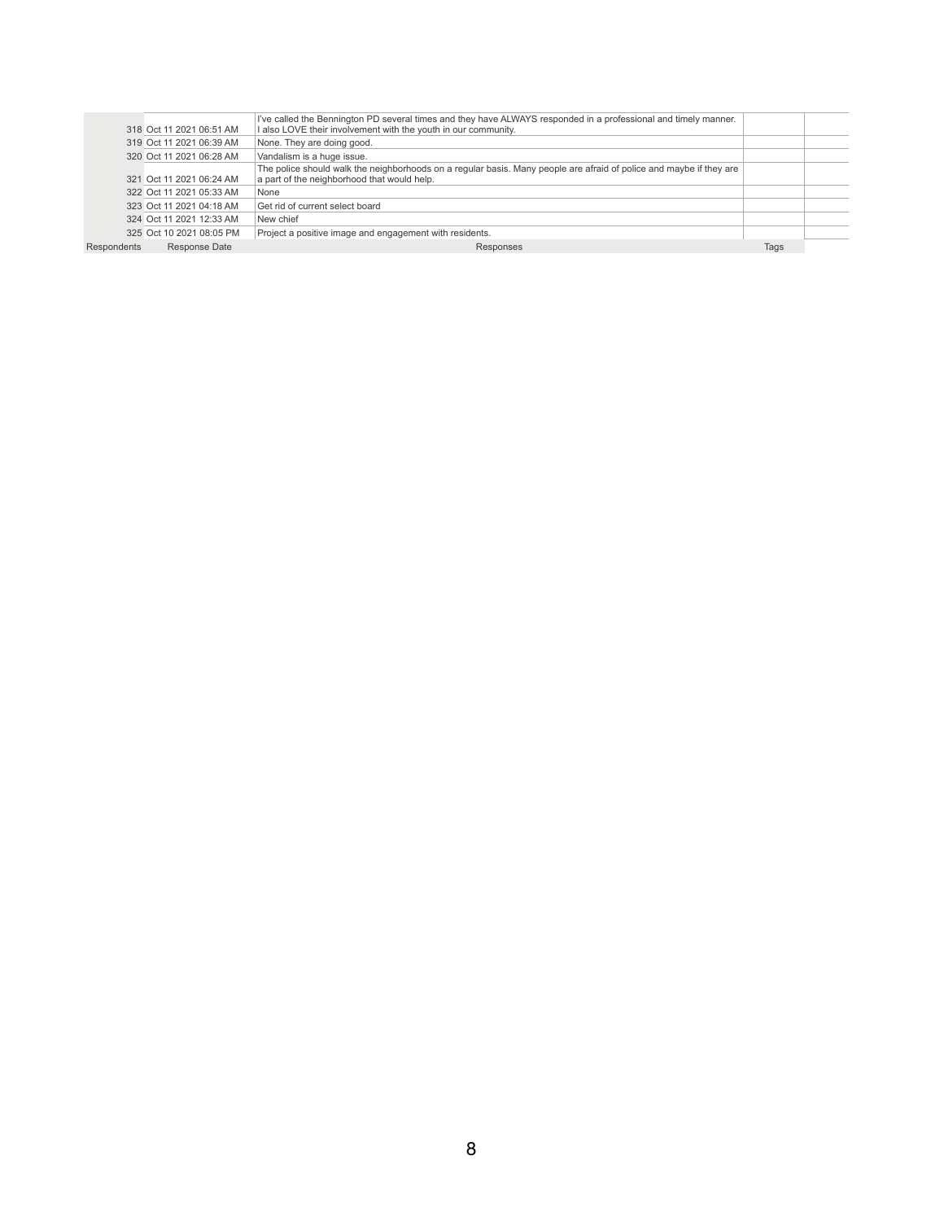| Respondents | Response Date | Responses | Tags |
| --- | --- | --- | --- |
| 318 | Oct 11 2021 06:51 AM | I've called the Bennington PD several times and they have ALWAYS responded in a professional and timely manner. I also LOVE their involvement with the youth in our community. | |
| 319 | Oct 11 2021 06:39 AM | None. They are doing good. | |
| 320 | Oct 11 2021 06:28 AM | Vandalism is a huge issue. | |
| 321 | Oct 11 2021 06:24 AM | The police should walk the neighborhoods on a regular basis. Many people are afraid of police and maybe if they are a part of the neighborhood that would help. | |
| 322 | Oct 11 2021 05:33 AM | None | |
| 323 | Oct 11 2021 04:18 AM | Get rid of current select board | |
| 324 | Oct 11 2021 12:33 AM | New chief | |
| 325 | Oct 10 2021 08:05 PM | Project a positive image and engagement with residents. | |